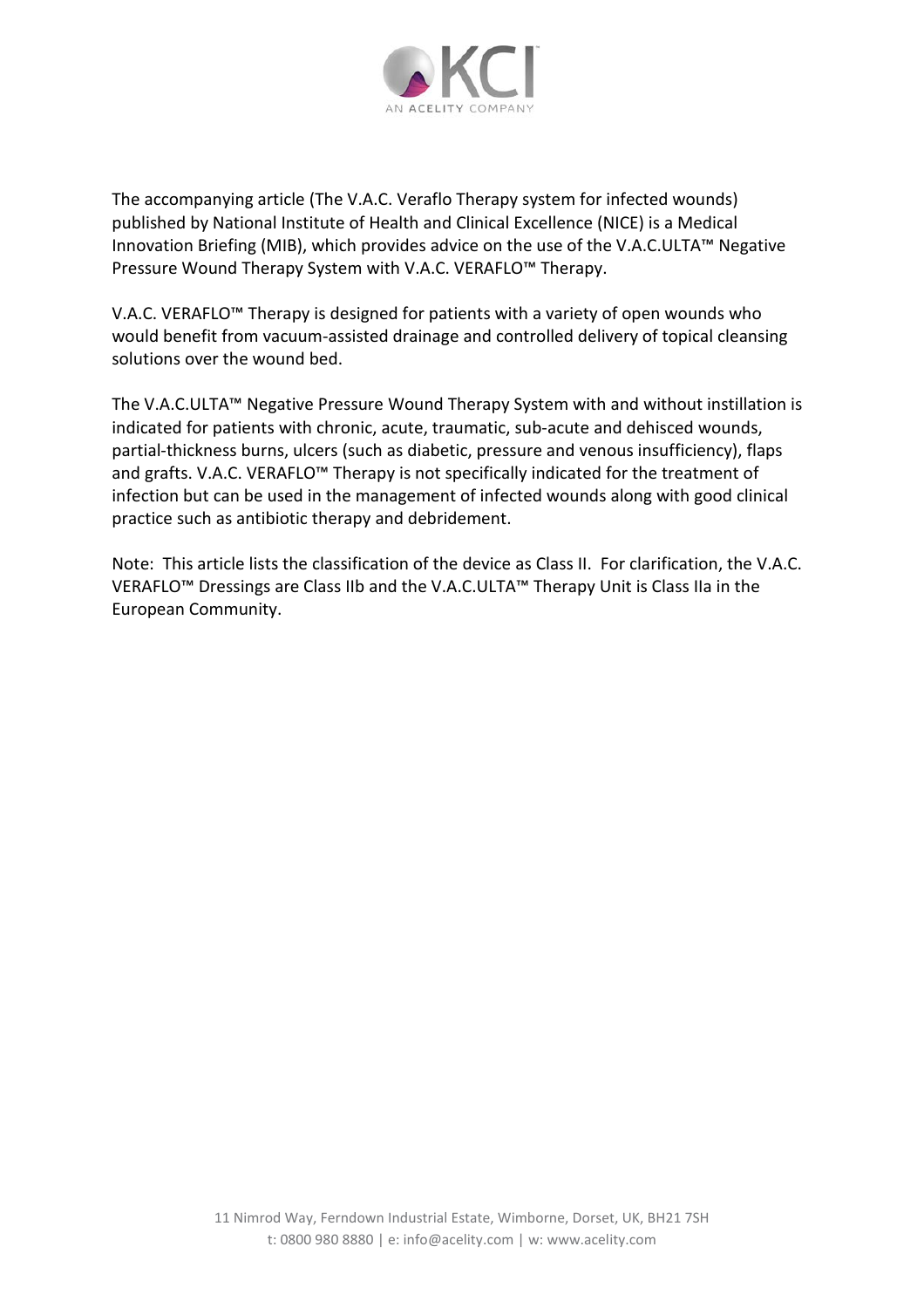The accompanying article (The V.A.C. Veraflo Therapy system for infected wounds) published by National Institute of Health and Clinical Excellence (NICE) is a Medical Innovation Briefing (MIB), which provides advice on the use of the V.A.C.ULTA™ Negative Pressure Wound Therapy System with V.A.C. VERAFLO™ Therapy.

V.A.C. VERAFLO™ Therapy is designed for patients with a variety of open wounds who would benefit from vacuum-assisted drainage and controlled delivery of topical cleansing solutions over the wound bed.

The V.A.C.ULTA™ Negative Pressure Wound Therapy System with and without instillation is indicated for patients with chronic, acute, traumatic, sub-acute and dehisced wounds, partial-thickness burns, ulcers (such as diabetic, pressure and venous insufficiency), flaps and grafts. V.A.C. VERAFLO™ Therapy is not specifically indicated for the treatment of infection but can be used in the management of infected wounds along with good clinical practice such as antibiotic therapy and debridement.

Note: This article lists the classification of the device as Class II. For clarification, the V.A.C. VERAFLO™ Dressings are Class IIb and the V.A.C.ULTA™ Therapy Unit is Class IIa in the European Community.

11 Nimrod Way, Ferndown Industrial Estate, Wimborne, Dorset, UK, BH21 7SH
t: 0800 980 8880 | e: info@acelity.com | w: www.acelity.com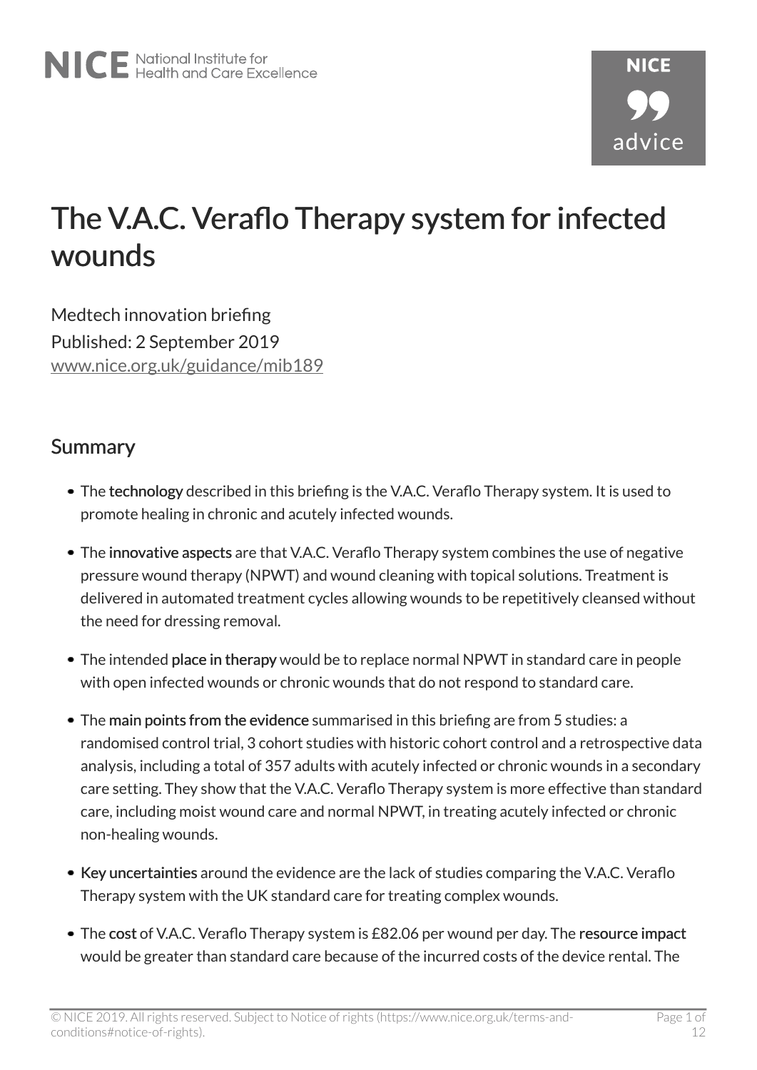# The V.A.C. Veraflo Therapy system for infected wounds

Medtech innovation briefing

Published: 2 September 2019

www.nice.org.uk/guidance/mib189

## Summary

- The **technology** described in this briefing is the V.A.C. Veraflo Therapy system. It is used to promote healing in chronic and acutely infected wounds.
- The **innovative aspects** are that V.A.C. Veraflo Therapy system combines the use of negative pressure wound therapy (NPWT) and wound cleaning with topical solutions. Treatment is delivered in automated treatment cycles allowing wounds to be repetitively cleansed without the need for dressing removal.
- The intended **place in therapy** would be to replace normal NPWT in standard care in people with open infected wounds or chronic wounds that do not respond to standard care.
- The **main points from the evidence** summarised in this briefing are from 5 studies: a randomised control trial, 3 cohort studies with historic cohort control and a retrospective data analysis, including a total of 357 adults with acutely infected or chronic wounds in a secondary care setting. They show that the V.A.C. Veraflo Therapy system is more effective than standard care, including moist wound care and normal NPWT, in treating acutely infected or chronic non-healing wounds.
- **Key uncertainties** around the evidence are the lack of studies comparing the V.A.C. Veraflo Therapy system with the UK standard care for treating complex wounds.
- The **cost** of V.A.C. Veraflo Therapy system is £82.06 per wound per day. The **resource impact** would be greater than standard care because of the incurred costs of the device rental. The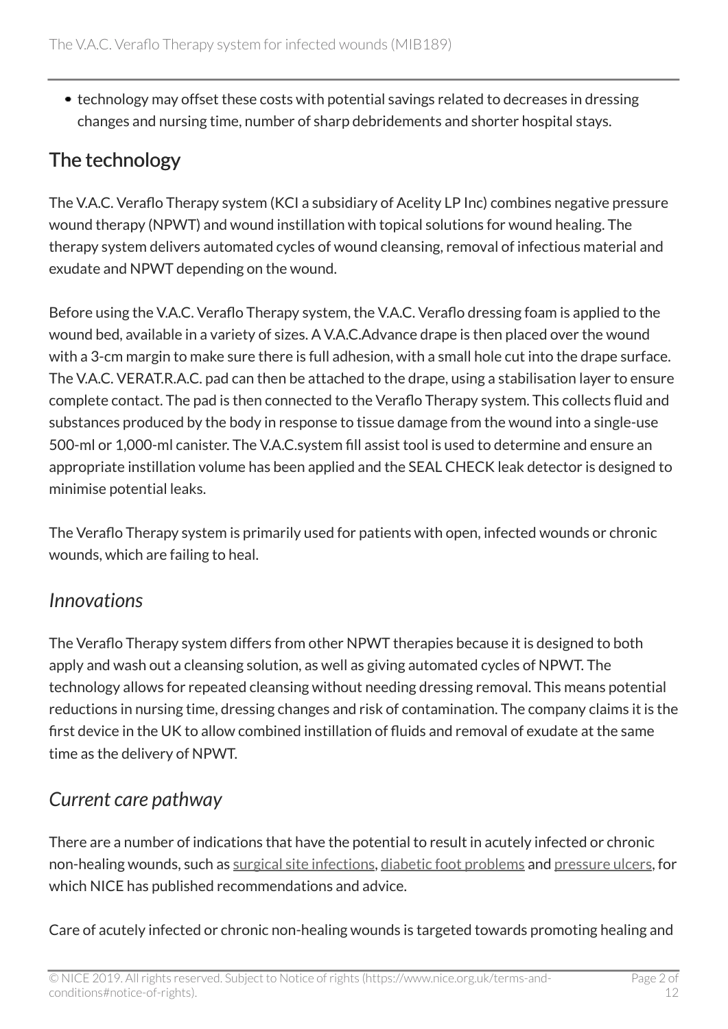- technology may offset these costs with potential savings related to decreases in dressing changes and nursing time, number of sharp debridements and shorter hospital stays.

## The technology

The V.A.C. Veraflo Therapy system (KCI a subsidiary of Acelity LP Inc) combines negative pressure wound therapy (NPWT) and wound instillation with topical solutions for wound healing. The therapy system delivers automated cycles of wound cleansing, removal of infectious material and exudate and NPWT depending on the wound.

Before using the V.A.C. Veraflo Therapy system, the V.A.C. Veraflo dressing foam is applied to the wound bed, available in a variety of sizes. A V.A.C.Advance drape is then placed over the wound with a 3-cm margin to make sure there is full adhesion, with a small hole cut into the drape surface. The V.A.C. VERAT.R.A.C. pad can then be attached to the drape, using a stabilisation layer to ensure complete contact. The pad is then connected to the Veraflo Therapy system. This collects fluid and substances produced by the body in response to tissue damage from the wound into a single-use 500-ml or 1,000-ml canister. The V.A.C.system fill assist tool is used to determine and ensure an appropriate instillation volume has been applied and the SEAL CHECK leak detector is designed to minimise potential leaks.

The Veraflo Therapy system is primarily used for patients with open, infected wounds or chronic wounds, which are failing to heal.

### *Innovations*

The Veraflo Therapy system differs from other NPWT therapies because it is designed to both apply and wash out a cleansing solution, as well as giving automated cycles of NPWT. The technology allows for repeated cleansing without needing dressing removal. This means potential reductions in nursing time, dressing changes and risk of contamination. The company claims it is the first device in the UK to allow combined instillation of fluids and removal of exudate at the same time as the delivery of NPWT.

### *Current care pathway*

There are a number of indications that have the potential to result in acutely infected or chronic non-healing wounds, such as surgical site infections, diabetic foot problems and pressure ulcers, for which NICE has published recommendations and advice.

Care of acutely infected or chronic non-healing wounds is targeted towards promoting healing and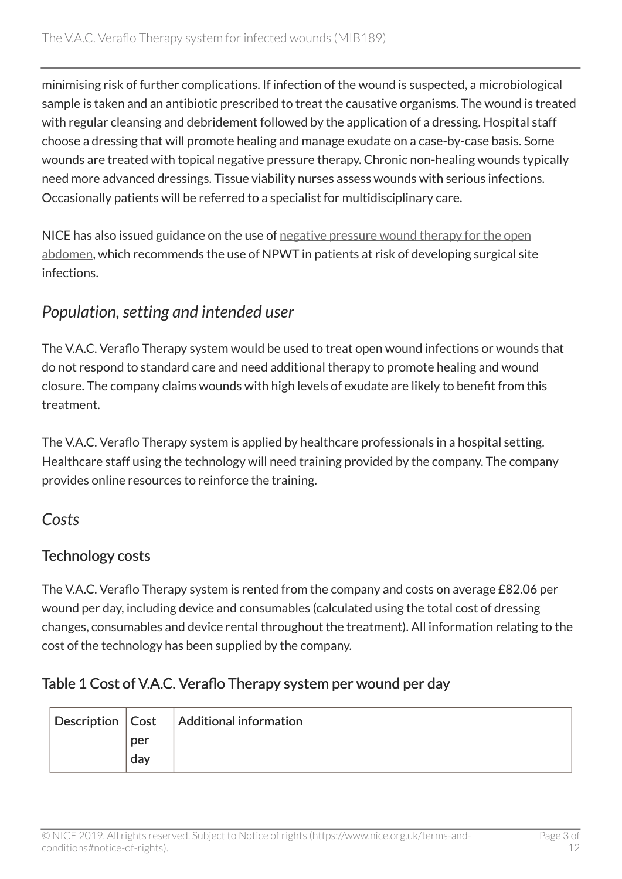minimising risk of further complications. If infection of the wound is suspected, a microbiological sample is taken and an antibiotic prescribed to treat the causative organisms. The wound is treated with regular cleansing and debridement followed by the application of a dressing. Hospital staff choose a dressing that will promote healing and manage exudate on a case-by-case basis. Some wounds are treated with topical negative pressure therapy. Chronic non-healing wounds typically need more advanced dressings. Tissue viability nurses assess wounds with serious infections. Occasionally patients will be referred to a specialist for multidisciplinary care.

NICE has also issued guidance on the use of negative pressure wound therapy for the open abdomen, which recommends the use of NPWT in patients at risk of developing surgical site infections.

## *Population, setting and intended user*

The V.A.C. Veraflo Therapy system would be used to treat open wound infections or wounds that do not respond to standard care and need additional therapy to promote healing and wound closure. The company claims wounds with high levels of exudate are likely to benefit from this treatment.

The V.A.C. Veraflo Therapy system is applied by healthcare professionals in a hospital setting. Healthcare staff using the technology will need training provided by the company. The company provides online resources to reinforce the training.

## *Costs*

### Technology costs

The V.A.C. Veraflo Therapy system is rented from the company and costs on average £82.06 per wound per day, including device and consumables (calculated using the total cost of dressing changes, consumables and device rental throughout the treatment). All information relating to the cost of the technology has been supplied by the company.

### Table 1 Cost of V.A.C. Veraflo Therapy system per wound per day

| Description | Cost per day | Additional information |
| --- | --- | --- |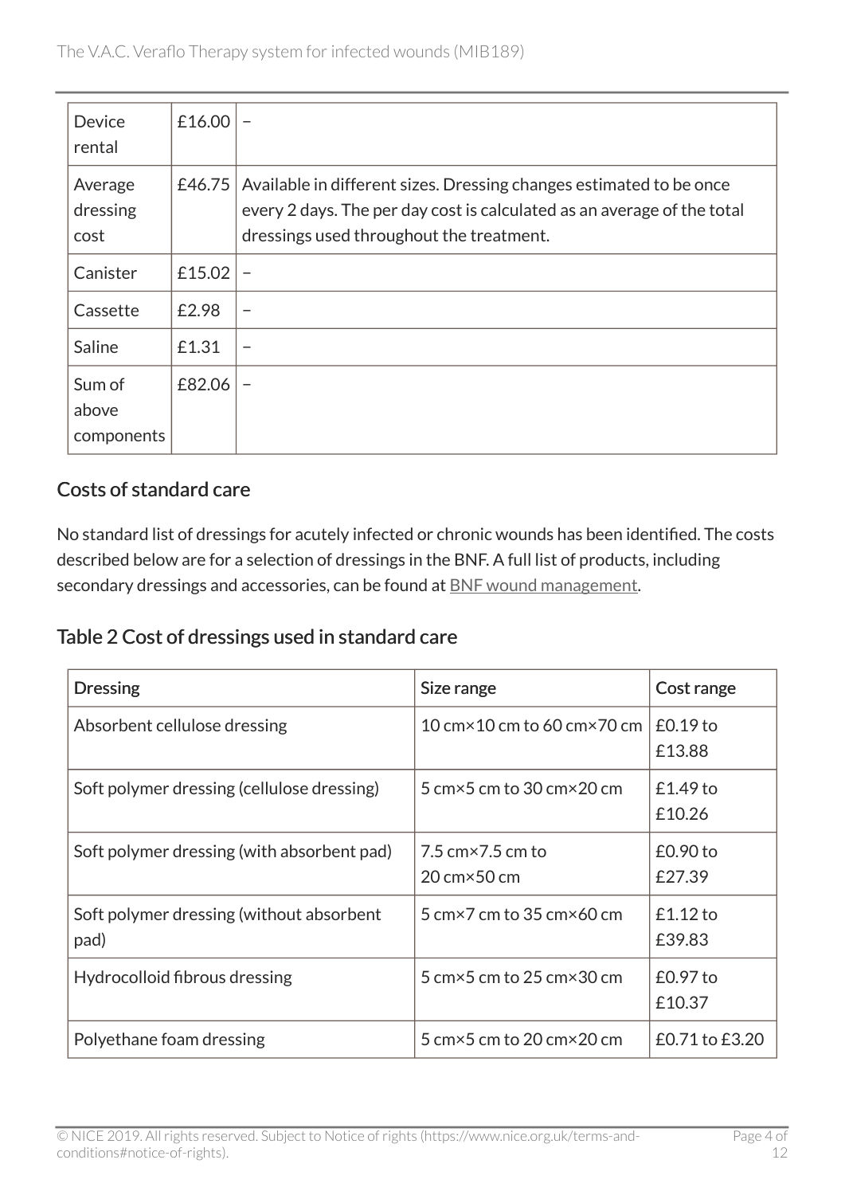| Device rental | £16.00 | – |
|---|---|---|
| Average dressing cost | £46.75 | Available in different sizes. Dressing changes estimated to be once every 2 days. The per day cost is calculated as an average of the total dressings used throughout the treatment. |
| Canister | £15.02 | – |
| Cassette | £2.98 | – |
| Saline | £1.31 | – |
| Sum of above components | £82.06 | – |

## Costs of standard care

No standard list of dressings for acutely infected or chronic wounds has been identified. The costs described below are for a selection of dressings in the BNF. A full list of products, including secondary dressings and accessories, can be found at BNF wound management.

## Table 2 Cost of dressings used in standard care

| Dressing | Size range | Cost range |
|---|---|---|
| Absorbent cellulose dressing | 10 cm×10 cm to 60 cm×70 cm | £0.19 to £13.88 |
| Soft polymer dressing (cellulose dressing) | 5 cm×5 cm to 30 cm×20 cm | £1.49 to £10.26 |
| Soft polymer dressing (with absorbent pad) | 7.5 cm×7.5 cm to 20 cm×50 cm | £0.90 to £27.39 |
| Soft polymer dressing (without absorbent pad) | 5 cm×7 cm to 35 cm×60 cm | £1.12 to £39.83 |
| Hydrocolloid fibrous dressing | 5 cm×5 cm to 25 cm×30 cm | £0.97 to £10.37 |
| Polyethane foam dressing | 5 cm×5 cm to 20 cm×20 cm | £0.71 to £3.20 |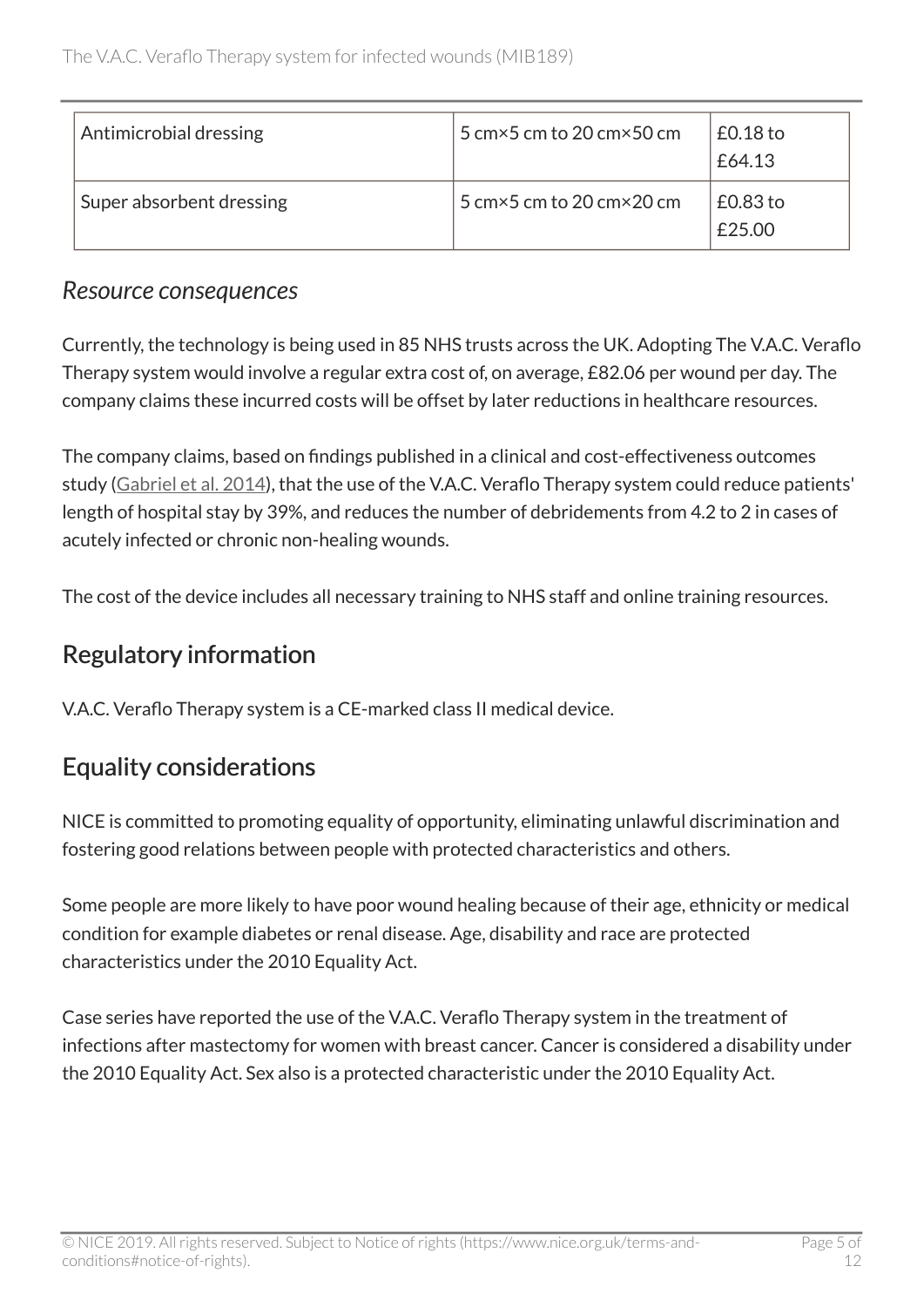| Antimicrobial dressing | 5 cm×5 cm to 20 cm×50 cm | £0.18 to £64.13 |
|---|---|---|
| Super absorbent dressing | 5 cm×5 cm to 20 cm×20 cm | £0.83 to £25.00 |

### *Resource consequences*

Currently, the technology is being used in 85 NHS trusts across the UK. Adopting The V.A.C. Veraflo Therapy system would involve a regular extra cost of, on average, £82.06 per wound per day. The company claims these incurred costs will be offset by later reductions in healthcare resources.

The company claims, based on findings published in a clinical and cost-effectiveness outcomes study (Gabriel et al. 2014), that the use of the V.A.C. Veraflo Therapy system could reduce patients' length of hospital stay by 39%, and reduces the number of debridements from 4.2 to 2 in cases of acutely infected or chronic non-healing wounds.

The cost of the device includes all necessary training to NHS staff and online training resources.

## Regulatory information

V.A.C. Veraflo Therapy system is a CE-marked class II medical device.

## Equality considerations

NICE is committed to promoting equality of opportunity, eliminating unlawful discrimination and fostering good relations between people with protected characteristics and others.

Some people are more likely to have poor wound healing because of their age, ethnicity or medical condition for example diabetes or renal disease. Age, disability and race are protected characteristics under the 2010 Equality Act.

Case series have reported the use of the V.A.C. Veraflo Therapy system in the treatment of infections after mastectomy for women with breast cancer. Cancer is considered a disability under the 2010 Equality Act. Sex also is a protected characteristic under the 2010 Equality Act.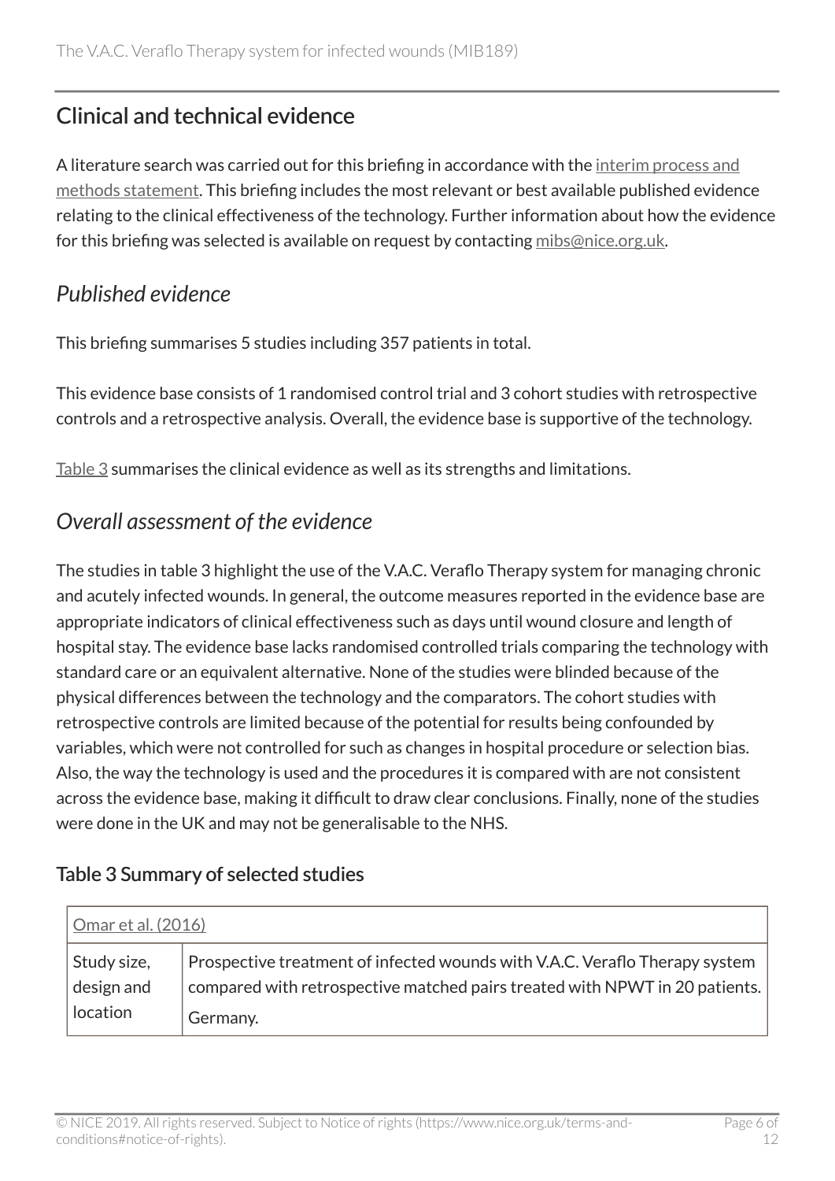## Clinical and technical evidence

A literature search was carried out for this briefing in accordance with the interim process and methods statement. This briefing includes the most relevant or best available published evidence relating to the clinical effectiveness of the technology. Further information about how the evidence for this briefing was selected is available on request by contacting mibs@nice.org.uk.

### *Published evidence*

This briefing summarises 5 studies including 357 patients in total.

This evidence base consists of 1 randomised control trial and 3 cohort studies with retrospective controls and a retrospective analysis. Overall, the evidence base is supportive of the technology.

Table 3 summarises the clinical evidence as well as its strengths and limitations.

### *Overall assessment of the evidence*

The studies in table 3 highlight the use of the V.A.C. Veraflo Therapy system for managing chronic and acutely infected wounds. In general, the outcome measures reported in the evidence base are appropriate indicators of clinical effectiveness such as days until wound closure and length of hospital stay. The evidence base lacks randomised controlled trials comparing the technology with standard care or an equivalent alternative. None of the studies were blinded because of the physical differences between the technology and the comparators. The cohort studies with retrospective controls are limited because of the potential for results being confounded by variables, which were not controlled for such as changes in hospital procedure or selection bias. Also, the way the technology is used and the procedures it is compared with are not consistent across the evidence base, making it difficult to draw clear conclusions. Finally, none of the studies were done in the UK and may not be generalisable to the NHS.

### Table 3 Summary of selected studies

| Omar et al. (2016) | |
|---|---|
| Study size, design and location | Prospective treatment of infected wounds with V.A.C. Veraflo Therapy system compared with retrospective matched pairs treated with NPWT in 20 patients.<br>Germany. |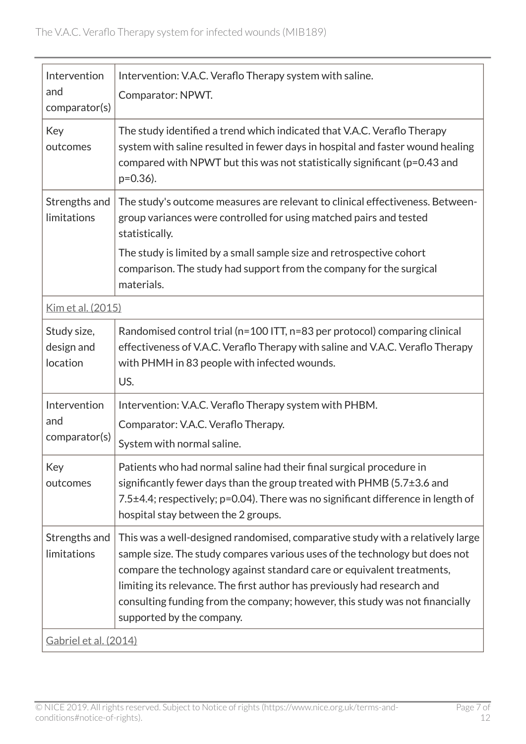| | |
|---|---|
| Intervention and comparator(s) | Intervention: V.A.C. Veraflo Therapy system with saline.<br>Comparator: NPWT. |
| Key outcomes | The study identified a trend which indicated that V.A.C. Veraflo Therapy system with saline resulted in fewer days in hospital and faster wound healing compared with NPWT but this was not statistically significant (p=0.43 and p=0.36). |
| Strengths and limitations | The study's outcome measures are relevant to clinical effectiveness. Between-group variances were controlled for using matched pairs and tested statistically.<br>The study is limited by a small sample size and retrospective cohort comparison. The study had support from the company for the surgical materials. |
| Kim et al. (2015) | |
| Study size, design and location | Randomised control trial (n=100 ITT, n=83 per protocol) comparing clinical effectiveness of V.A.C. Veraflo Therapy with saline and V.A.C. Veraflo Therapy with PHMH in 83 people with infected wounds.<br>US. |
| Intervention and comparator(s) | Intervention: V.A.C. Veraflo Therapy system with PHBM.<br>Comparator: V.A.C. Veraflo Therapy.<br>System with normal saline. |
| Key outcomes | Patients who had normal saline had their final surgical procedure in significantly fewer days than the group treated with PHMB (5.7±3.6 and 7.5±4.4; respectively; p=0.04). There was no significant difference in length of hospital stay between the 2 groups. |
| Strengths and limitations | This was a well-designed randomised, comparative study with a relatively large sample size. The study compares various uses of the technology but does not compare the technology against standard care or equivalent treatments, limiting its relevance. The first author has previously had research and consulting funding from the company; however, this study was not financially supported by the company. |
| Gabriel et al. (2014) | |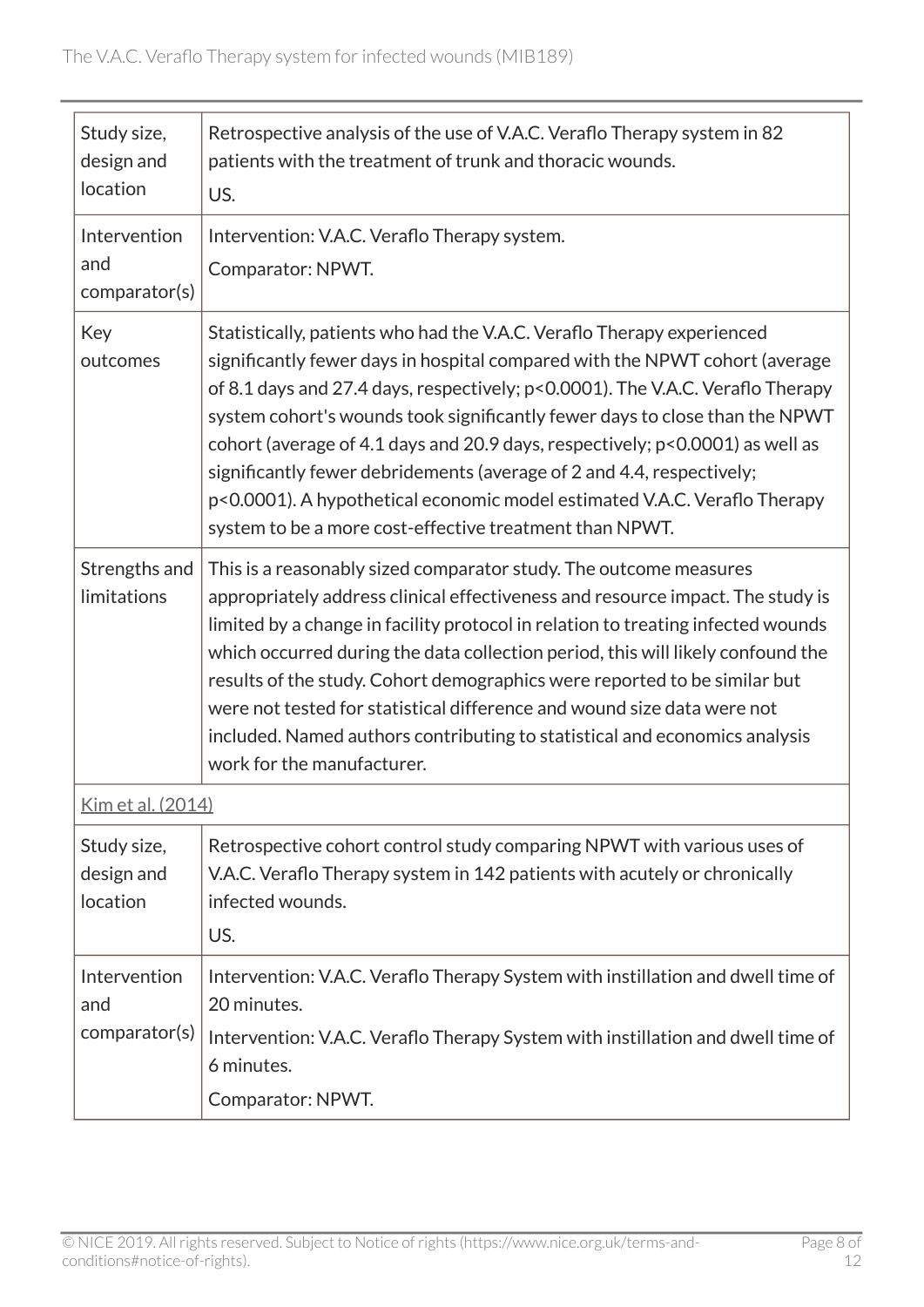| | |
|---|---|
| Study size, design and location | Retrospective analysis of the use of V.A.C. Veraflo Therapy system in 82 patients with the treatment of trunk and thoracic wounds.<br>US. |
| Intervention and comparator(s) | Intervention: V.A.C. Veraflo Therapy system.<br>Comparator: NPWT. |
| Key outcomes | Statistically, patients who had the V.A.C. Veraflo Therapy experienced significantly fewer days in hospital compared with the NPWT cohort (average of 8.1 days and 27.4 days, respectively; p<0.0001). The V.A.C. Veraflo Therapy system cohort's wounds took significantly fewer days to close than the NPWT cohort (average of 4.1 days and 20.9 days, respectively; p<0.0001) as well as significantly fewer debridements (average of 2 and 4.4, respectively; p<0.0001). A hypothetical economic model estimated V.A.C. Veraflo Therapy system to be a more cost-effective treatment than NPWT. |
| Strengths and limitations | This is a reasonably sized comparator study. The outcome measures appropriately address clinical effectiveness and resource impact. The study is limited by a change in facility protocol in relation to treating infected wounds which occurred during the data collection period, this will likely confound the results of the study. Cohort demographics were reported to be similar but were not tested for statistical difference and wound size data were not included. Named authors contributing to statistical and economics analysis work for the manufacturer. |
| Kim et al. (2014) | |
| Study size, design and location | Retrospective cohort control study comparing NPWT with various uses of V.A.C. Veraflo Therapy system in 142 patients with acutely or chronically infected wounds.<br>US. |
| Intervention and comparator(s) | Intervention: V.A.C. Veraflo Therapy System with instillation and dwell time of 20 minutes.<br>Intervention: V.A.C. Veraflo Therapy System with instillation and dwell time of 6 minutes.<br>Comparator: NPWT. |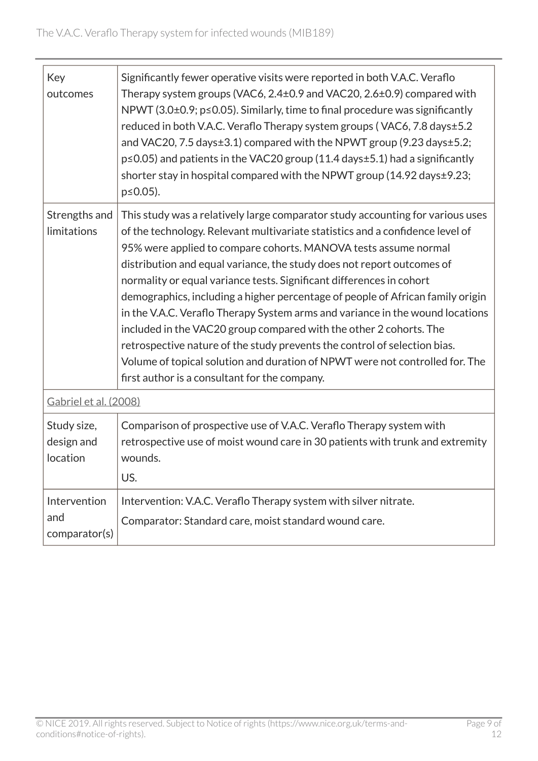| | |
|---|---|
| Key outcomes | Significantly fewer operative visits were reported in both V.A.C. Veraflo Therapy system groups (VAC6, 2.4±0.9 and VAC20, 2.6±0.9) compared with NPWT (3.0±0.9; $p \leq 0.05$). Similarly, time to final procedure was significantly reduced in both V.A.C. Veraflo Therapy system groups ( VAC6, 7.8 days±5.2 and VAC20, 7.5 days±3.1) compared with the NPWT group (9.23 days±5.2; $p \leq 0.05$) and patients in the VAC20 group (11.4 days±5.1) had a significantly shorter stay in hospital compared with the NPWT group (14.92 days±9.23; $p \leq 0.05$). |
| Strengths and limitations | This study was a relatively large comparator study accounting for various uses of the technology. Relevant multivariate statistics and a confidence level of 95% were applied to compare cohorts. MANOVA tests assume normal distribution and equal variance, the study does not report outcomes of normality or equal variance tests. Significant differences in cohort demographics, including a higher percentage of people of African family origin in the V.A.C. Veraflo Therapy System arms and variance in the wound locations included in the VAC20 group compared with the other 2 cohorts. The retrospective nature of the study prevents the control of selection bias. Volume of topical solution and duration of NPWT were not controlled for. The first author is a consultant for the company. |
| Gabriel et al. (2008) | |
| Study size, design and location | Comparison of prospective use of V.A.C. Veraflo Therapy system with retrospective use of moist wound care in 30 patients with trunk and extremity wounds.<br>US. |
| Intervention and comparator(s) | Intervention: V.A.C. Veraflo Therapy system with silver nitrate.<br>Comparator: Standard care, moist standard wound care. |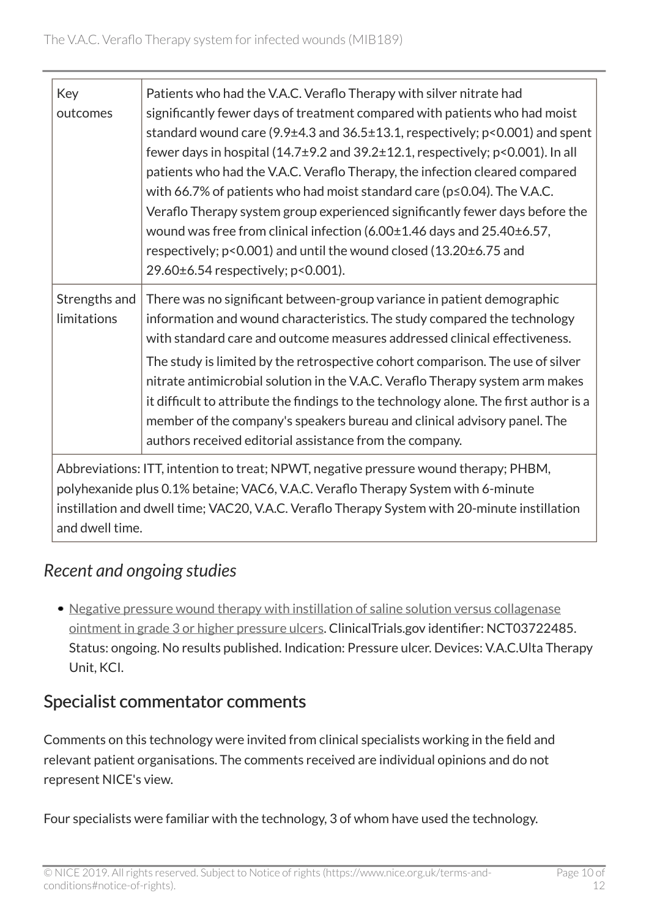| | |
|---|---|
| Key outcomes | Patients who had the V.A.C. Veraflo Therapy with silver nitrate had significantly fewer days of treatment compared with patients who had moist standard wound care (9.9±4.3 and 36.5±13.1, respectively; p<0.001) and spent fewer days in hospital (14.7±9.2 and 39.2±12.1, respectively; p<0.001). In all patients who had the V.A.C. Veraflo Therapy, the infection cleared compared with 66.7% of patients who had moist standard care (p≤0.04). The V.A.C. Veraflo Therapy system group experienced significantly fewer days before the wound was free from clinical infection (6.00±1.46 days and 25.40±6.57, respectively; p<0.001) and until the wound closed (13.20±6.75 and 29.60±6.54 respectively; p<0.001). |
| Strengths and limitations | There was no significant between-group variance in patient demographic information and wound characteristics. The study compared the technology with standard care and outcome measures addressed clinical effectiveness. The study is limited by the retrospective cohort comparison. The use of silver nitrate antimicrobial solution in the V.A.C. Veraflo Therapy system arm makes it difficult to attribute the findings to the technology alone. The first author is a member of the company's speakers bureau and clinical advisory panel. The authors received editorial assistance from the company. |
| Abbreviations: ITT, intention to treat; NPWT, negative pressure wound therapy; PHBM, polyhexanide plus 0.1% betaine; VAC6, V.A.C. Veraflo Therapy System with 6-minute instillation and dwell time; VAC20, V.A.C. Veraflo Therapy System with 20-minute instillation and dwell time. | |

## *Recent and ongoing studies*

- Negative pressure wound therapy with instillation of saline solution versus collagenase ointment in grade 3 or higher pressure ulcers. ClinicalTrials.gov identifier: NCT03722485. Status: ongoing. No results published. Indication: Pressure ulcer. Devices: V.A.C.Ulta Therapy Unit, KCI.

## Specialist commentator comments

Comments on this technology were invited from clinical specialists working in the field and relevant patient organisations. The comments received are individual opinions and do not represent NICE's view.

Four specialists were familiar with the technology, 3 of whom have used the technology.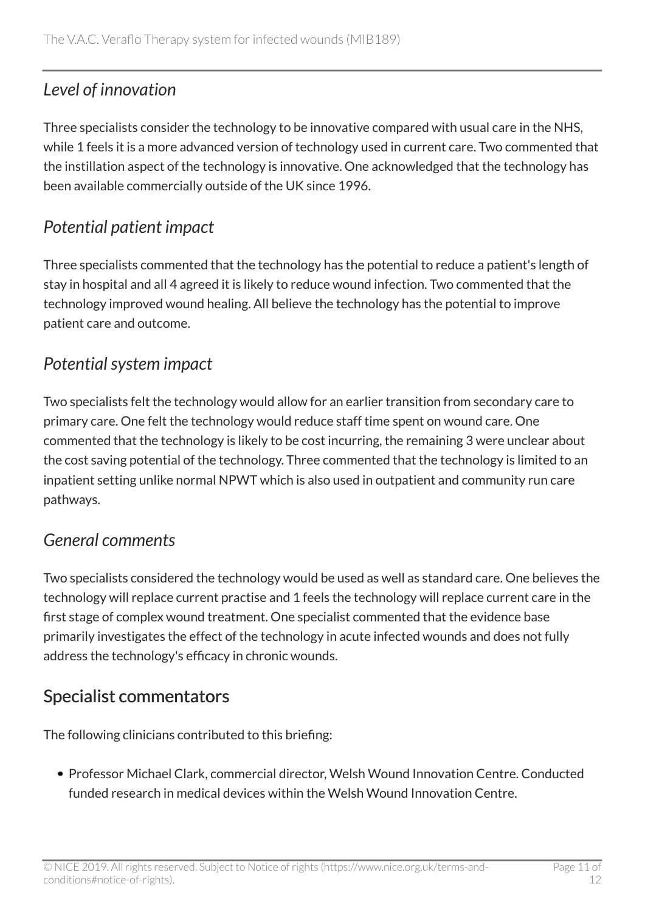### *Level of innovation*

Three specialists consider the technology to be innovative compared with usual care in the NHS, while 1 feels it is a more advanced version of technology used in current care. Two commented that the instillation aspect of the technology is innovative. One acknowledged that the technology has been available commercially outside of the UK since 1996.

### *Potential patient impact*

Three specialists commented that the technology has the potential to reduce a patient's length of stay in hospital and all 4 agreed it is likely to reduce wound infection. Two commented that the technology improved wound healing. All believe the technology has the potential to improve patient care and outcome.

### *Potential system impact*

Two specialists felt the technology would allow for an earlier transition from secondary care to primary care. One felt the technology would reduce staff time spent on wound care. One commented that the technology is likely to be cost incurring, the remaining 3 were unclear about the cost saving potential of the technology. Three commented that the technology is limited to an inpatient setting unlike normal NPWT which is also used in outpatient and community run care pathways.

### *General comments*

Two specialists considered the technology would be used as well as standard care. One believes the technology will replace current practise and 1 feels the technology will replace current care in the first stage of complex wound treatment. One specialist commented that the evidence base primarily investigates the effect of the technology in acute infected wounds and does not fully address the technology's efficacy in chronic wounds.

## Specialist commentators

The following clinicians contributed to this briefing:

- Professor Michael Clark, commercial director, Welsh Wound Innovation Centre. Conducted funded research in medical devices within the Welsh Wound Innovation Centre.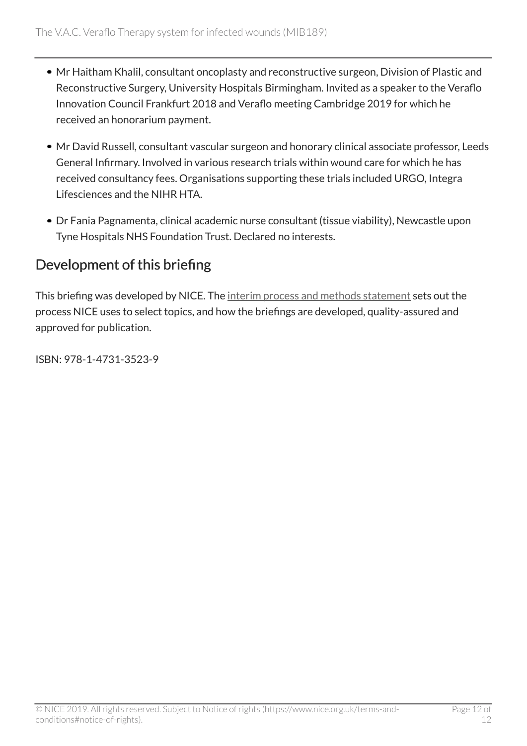- Mr Haitham Khalil, consultant oncoplasty and reconstructive surgeon, Division of Plastic and Reconstructive Surgery, University Hospitals Birmingham. Invited as a speaker to the Veraflo Innovation Council Frankfurt 2018 and Veraflo meeting Cambridge 2019 for which he received an honorarium payment.
- Mr David Russell, consultant vascular surgeon and honorary clinical associate professor, Leeds General Infirmary. Involved in various research trials within wound care for which he has received consultancy fees. Organisations supporting these trials included URGO, Integra Lifesciences and the NIHR HTA.
- Dr Fania Pagnamenta, clinical academic nurse consultant (tissue viability), Newcastle upon Tyne Hospitals NHS Foundation Trust. Declared no interests.

## Development of this briefing

This briefing was developed by NICE. The interim process and methods statement sets out the process NICE uses to select topics, and how the briefings are developed, quality-assured and approved for publication.

ISBN: 978-1-4731-3523-9